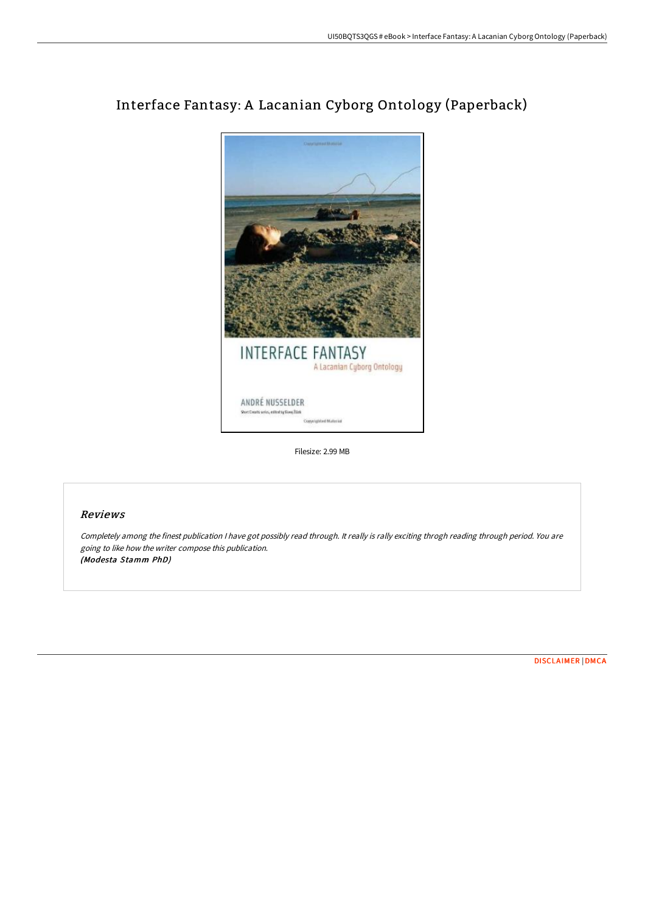# Interface Fantasy: A Lacanian Cyborg Ontology (Paperback)

Filesize: 2.99 MB

## Reviews

*Completely among the finest publication I have got possibly read through. It really is rally exciting throgh reading through period. You are going to like how the writer compose this publication.*
***(Modesta Stamm PhD)***

DISCLAIMER | DMCA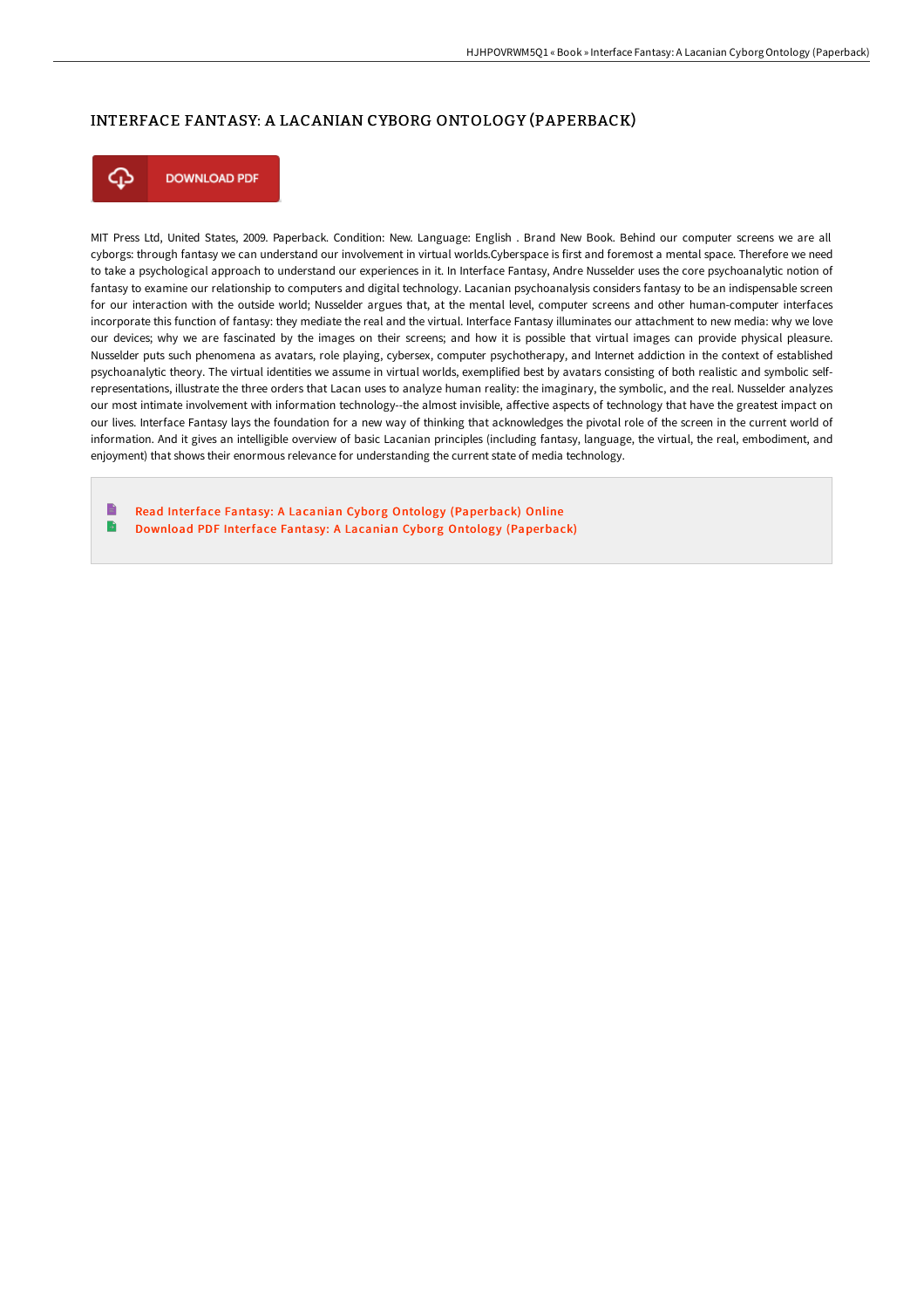# INTERFACE FANTASY: A LACANIAN CYBORG ONTOLOGY (PAPERBACK)

DOWNLOAD PDF

MIT Press Ltd, United States, 2009. Paperback. Condition: New. Language: English . Brand New Book. Behind our computer screens we are all cyborgs: through fantasy we can understand our involvement in virtual worlds.Cyberspace is first and foremost a mental space. Therefore we need to take a psychological approach to understand our experiences in it. In Interface Fantasy, Andre Nusselder uses the core psychoanalytic notion of fantasy to examine our relationship to computers and digital technology. Lacanian psychoanalysis considers fantasy to be an indispensable screen for our interaction with the outside world; Nusselder argues that, at the mental level, computer screens and other human-computer interfaces incorporate this function of fantasy: they mediate the real and the virtual. Interface Fantasy illuminates our attachment to new media: why we love our devices; why we are fascinated by the images on their screens; and how it is possible that virtual images can provide physical pleasure. Nusselder puts such phenomena as avatars, role playing, cybersex, computer psychotherapy, and Internet addiction in the context of established psychoanalytic theory. The virtual identities we assume in virtual worlds, exemplified best by avatars consisting of both realistic and symbolic self-representations, illustrate the three orders that Lacan uses to analyze human reality: the imaginary, the symbolic, and the real. Nusselder analyzes our most intimate involvement with information technology--the almost invisible, affective aspects of technology that have the greatest impact on our lives. Interface Fantasy lays the foundation for a new way of thinking that acknowledges the pivotal role of the screen in the current world of information. And it gives an intelligible overview of basic Lacanian principles (including fantasy, language, the virtual, the real, embodiment, and enjoyment) that shows their enormous relevance for understanding the current state of media technology.

- Read Interface Fantasy: A Lacanian Cyborg Ontology (Paperback) Online
- Download PDF Interface Fantasy: A Lacanian Cyborg Ontology (Paperback)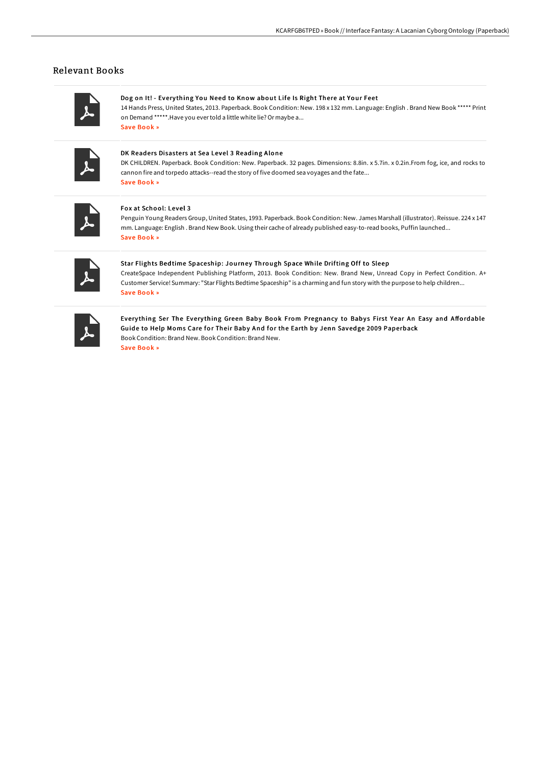## Relevant Books

### Dog on It! - Everything You Need to Know about Life Is Right There at Your Feet

14 Hands Press, United States, 2013. Paperback. Book Condition: New. 198 x 132 mm. Language: English . Brand New Book ***** Print on Demand *****.Have you ever told a little white lie? Or maybe a...

Save Book »

### DK Readers Disasters at Sea Level 3 Reading Alone

DK CHILDREN. Paperback. Book Condition: New. Paperback. 32 pages. Dimensions: 8.8in. x 5.7in. x 0.2in.From fog, ice, and rocks to cannon fire and torpedo attacks--read the story of five doomed sea voyages and the fate...

Save Book »

### Fox at School: Level 3

Penguin Young Readers Group, United States, 1993. Paperback. Book Condition: New. James Marshall (illustrator). Reissue. 224 x 147 mm. Language: English . Brand New Book. Using their cache of already published easy-to-read books, Puffin launched...

Save Book »

### Star Flights Bedtime Spaceship: Journey Through Space While Drifting Off to Sleep

CreateSpace Independent Publishing Platform, 2013. Book Condition: New. Brand New, Unread Copy in Perfect Condition. A+ Customer Service! Summary: "Star Flights Bedtime Spaceship" is a charming and fun story with the purpose to help children...

Save Book »

### Everything Ser The Everything Green Baby Book From Pregnancy to Babys First Year An Easy and Affordable Guide to Help Moms Care for Their Baby And for the Earth by Jenn Savedge 2009 Paperback

Book Condition: Brand New. Book Condition: Brand New.

Save Book »